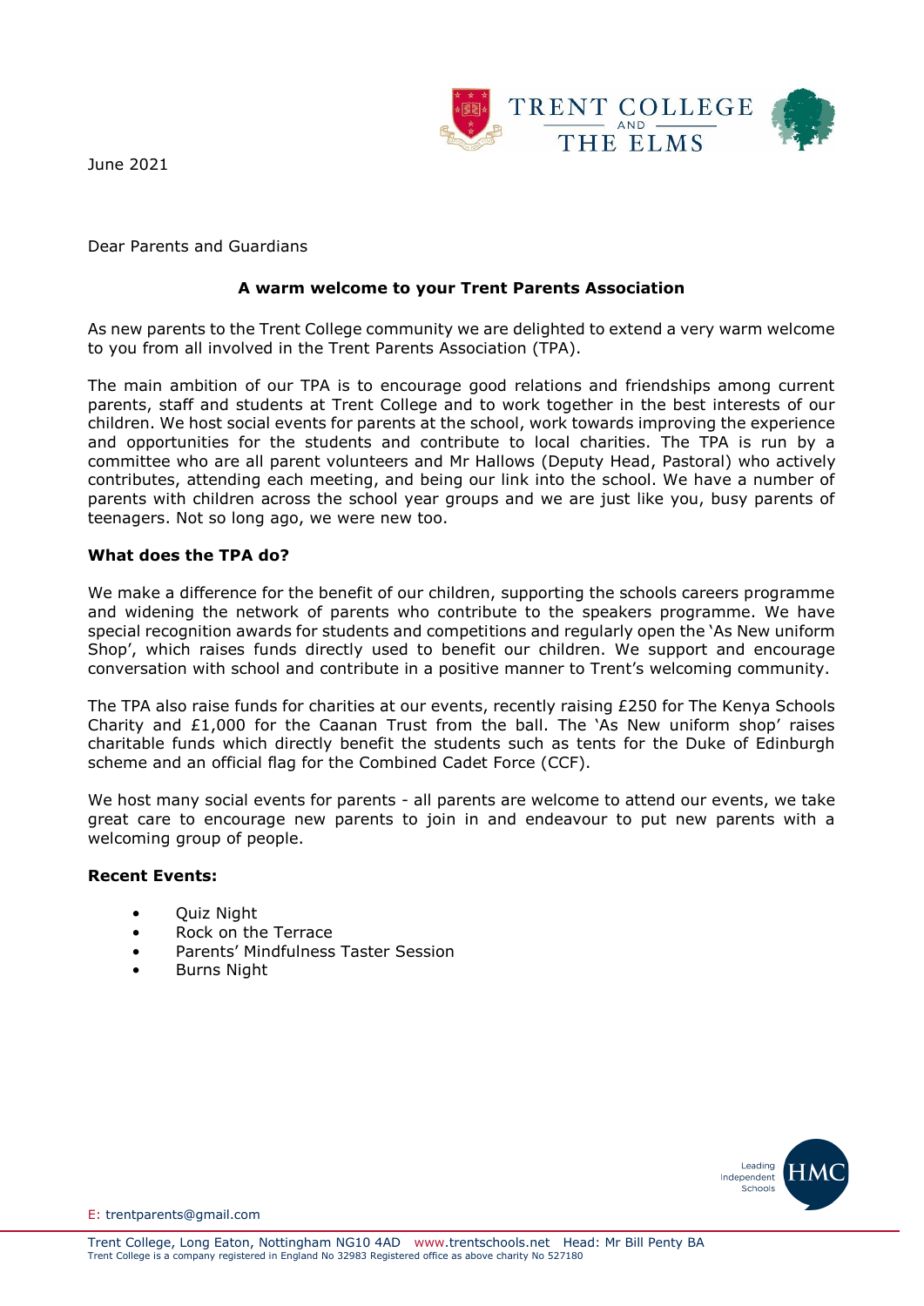TRENT COLLEGE AND THE ELMS

June 2021

Dear Parents and Guardians

**A warm welcome to your Trent Parents Association**

As new parents to the Trent College community we are delighted to extend a very warm welcome to you from all involved in the Trent Parents Association (TPA).

The main ambition of our TPA is to encourage good relations and friendships among current parents, staff and students at Trent College and to work together in the best interests of our children. We host social events for parents at the school, work towards improving the experience and opportunities for the students and contribute to local charities. The TPA is run by a committee who are all parent volunteers and Mr Hallows (Deputy Head, Pastoral) who actively contributes, attending each meeting, and being our link into the school. We have a number of parents with children across the school year groups and we are just like you, busy parents of teenagers. Not so long ago, we were new too.

**What does the TPA do?**

We make a difference for the benefit of our children, supporting the schools careers programme and widening the network of parents who contribute to the speakers programme. We have special recognition awards for students and competitions and regularly open the 'As New uniform Shop', which raises funds directly used to benefit our children. We support and encourage conversation with school and contribute in a positive manner to Trent's welcoming community.

The TPA also raise funds for charities at our events, recently raising £250 for The Kenya Schools Charity and £1,000 for the Caanan Trust from the ball. The 'As New uniform shop' raises charitable funds which directly benefit the students such as tents for the Duke of Edinburgh scheme and an official flag for the Combined Cadet Force (CCF).

We host many social events for parents - all parents are welcome to attend our events, we take great care to encourage new parents to join in and endeavour to put new parents with a welcoming group of people.

**Recent Events:**

- Quiz Night
- Rock on the Terrace
- Parents' Mindfulness Taster Session
- Burns Night

E: trentparents@gmail.com

Trent College, Long Eaton, Nottingham NG10 4AD www.trentschools.net Head: Mr Bill Penty BA
Trent College is a company registered in England No 32983 Registered office as above charity No 527180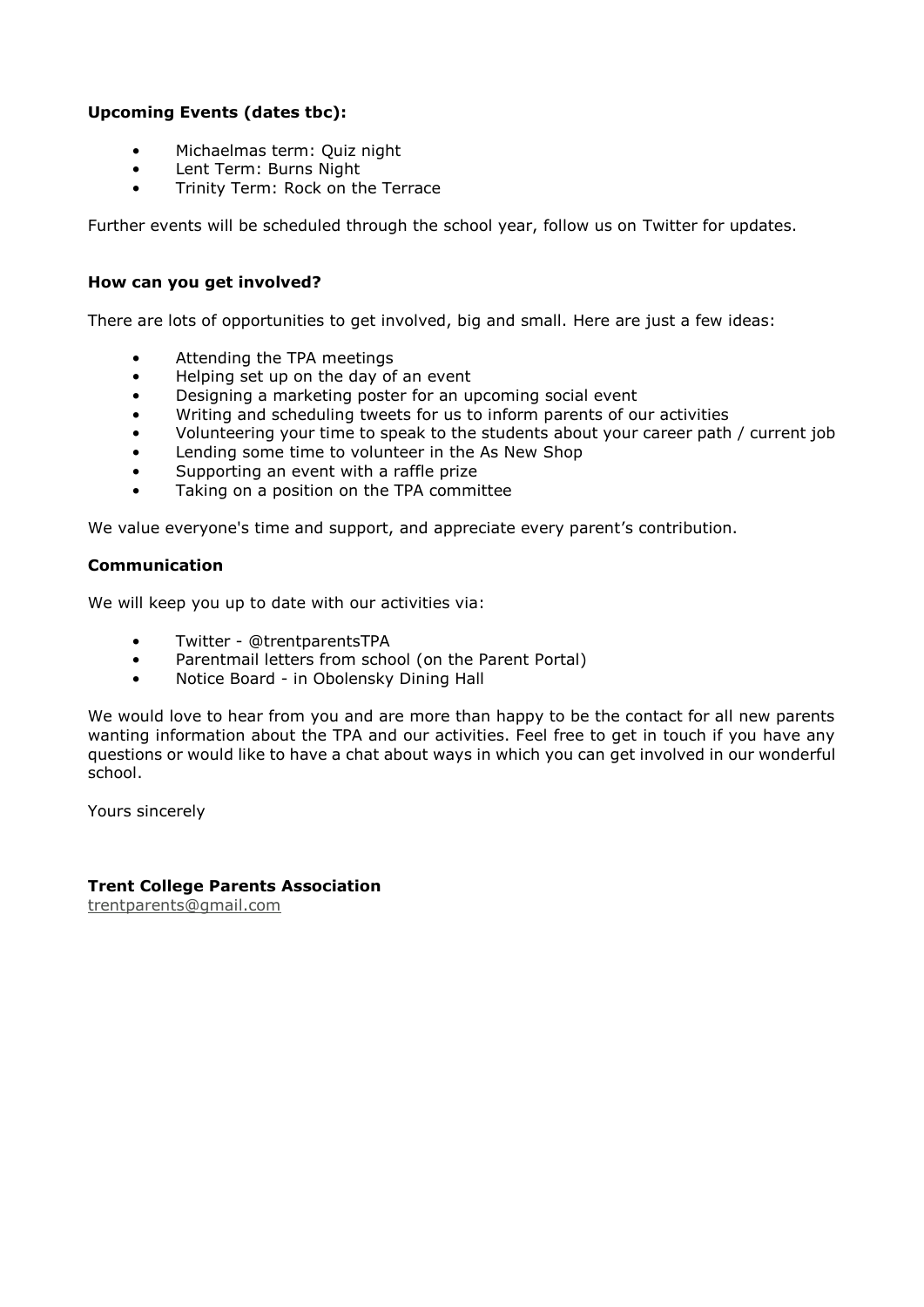**Upcoming Events (dates tbc):**

- Michaelmas term: Quiz night
- Lent Term: Burns Night
- Trinity Term: Rock on the Terrace

Further events will be scheduled through the school year, follow us on Twitter for updates.

**How can you get involved?**

There are lots of opportunities to get involved, big and small. Here are just a few ideas:

- Attending the TPA meetings
- Helping set up on the day of an event
- Designing a marketing poster for an upcoming social event
- Writing and scheduling tweets for us to inform parents of our activities
- Volunteering your time to speak to the students about your career path / current job
- Lending some time to volunteer in the As New Shop
- Supporting an event with a raffle prize
- Taking on a position on the TPA committee

We value everyone's time and support, and appreciate every parent's contribution.

**Communication**

We will keep you up to date with our activities via:

- Twitter - @trentparentsTPA
- Parentmail letters from school (on the Parent Portal)
- Notice Board - in Obolensky Dining Hall

We would love to hear from you and are more than happy to be the contact for all new parents wanting information about the TPA and our activities. Feel free to get in touch if you have any questions or would like to have a chat about ways in which you can get involved in our wonderful school.

Yours sincerely

**Trent College Parents Association**
trentparents@gmail.com